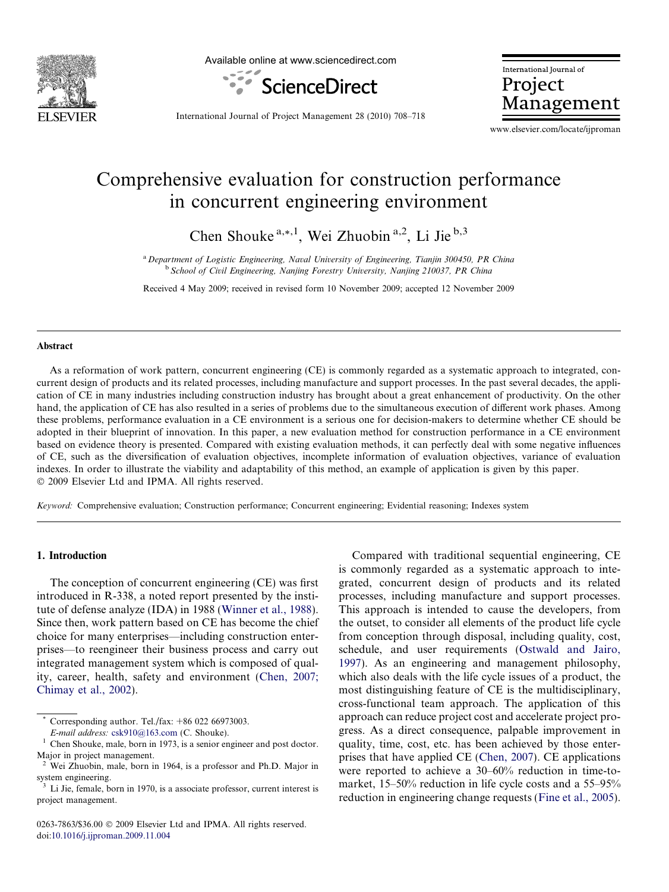# Comprehensive evaluation for construction performance in concurrent engineering environment

Chen Shouke [a,*,1], Wei Zhuobin [a,2], Li Jie [b,3]

[a] Department of Logistic Engineering, Naval University of Engineering, Tianjin 300450, PR China
[b] School of Civil Engineering, Nanjing Forestry University, Nanjing 210037, PR China

Received 4 May 2009; received in revised form 10 November 2009; accepted 12 November 2009

## Abstract

As a reformation of work pattern, concurrent engineering (CE) is commonly regarded as a systematic approach to integrated, concurrent design of products and its related processes, including manufacture and support processes. In the past several decades, the application of CE in many industries including construction industry has brought about a great enhancement of productivity. On the other hand, the application of CE has also resulted in a series of problems due to the simultaneous execution of different work phases. Among these problems, performance evaluation in a CE environment is a serious one for decision-makers to determine whether CE should be adopted in their blueprint of innovation. In this paper, a new evaluation method for construction performance in a CE environment based on evidence theory is presented. Compared with existing evaluation methods, it can perfectly deal with some negative influences of CE, such as the diversification of evaluation objectives, incomplete information of evaluation objectives, variance of evaluation indexes. In order to illustrate the viability and adaptability of this method, an example of application is given by this paper.
© 2009 Elsevier Ltd and IPMA. All rights reserved.

*Keyword:* Comprehensive evaluation; Construction performance; Concurrent engineering; Evidential reasoning; Indexes system

## 1. Introduction

The conception of concurrent engineering (CE) was first introduced in R-338, a noted report presented by the institute of defense analyze (IDA) in 1988 (Winner et al., 1988). Since then, work pattern based on CE has become the chief choice for many enterprises—including construction enterprises—to reengineer their business process and carry out integrated management system which is composed of quality, career, health, safety and environment (Chen, 2007; Chimay et al., 2002).

Compared with traditional sequential engineering, CE is commonly regarded as a systematic approach to integrated, concurrent design of products and its related processes, including manufacture and support processes. This approach is intended to cause the developers, from the outset, to consider all elements of the product life cycle from conception through disposal, including quality, cost, schedule, and user requirements (Ostwald and Jairo, 1997). As an engineering and management philosophy, which also deals with the life cycle issues of a product, the most distinguishing feature of CE is the multidisciplinary, cross-functional team approach. The application of this approach can reduce project cost and accelerate project progress. As a direct consequence, palpable improvement in quality, time, cost, etc. has been achieved by those enterprises that have applied CE (Chen, 2007). CE applications were reported to achieve a 30–60% reduction in time-to-market, 15–50% reduction in life cycle costs and a 55–95% reduction in engineering change requests (Fine et al., 2005).

---

* Corresponding author. Tel./fax: +86 022 66973003.
E-mail address: csk910@163.com (C. Shouke).

[1] Chen Shouke, male, born in 1973, is a senior engineer and post doctor. Major in project management.

[2] Wei Zhuobin, male, born in 1964, is a professor and Ph.D. Major in system engineering.

[3] Li Jie, female, born in 1970, is a associate professor, current interest is project management.

0263-7863/$36.00 © 2009 Elsevier Ltd and IPMA. All rights reserved.
doi:10.1016/j.ijproman.2009.11.004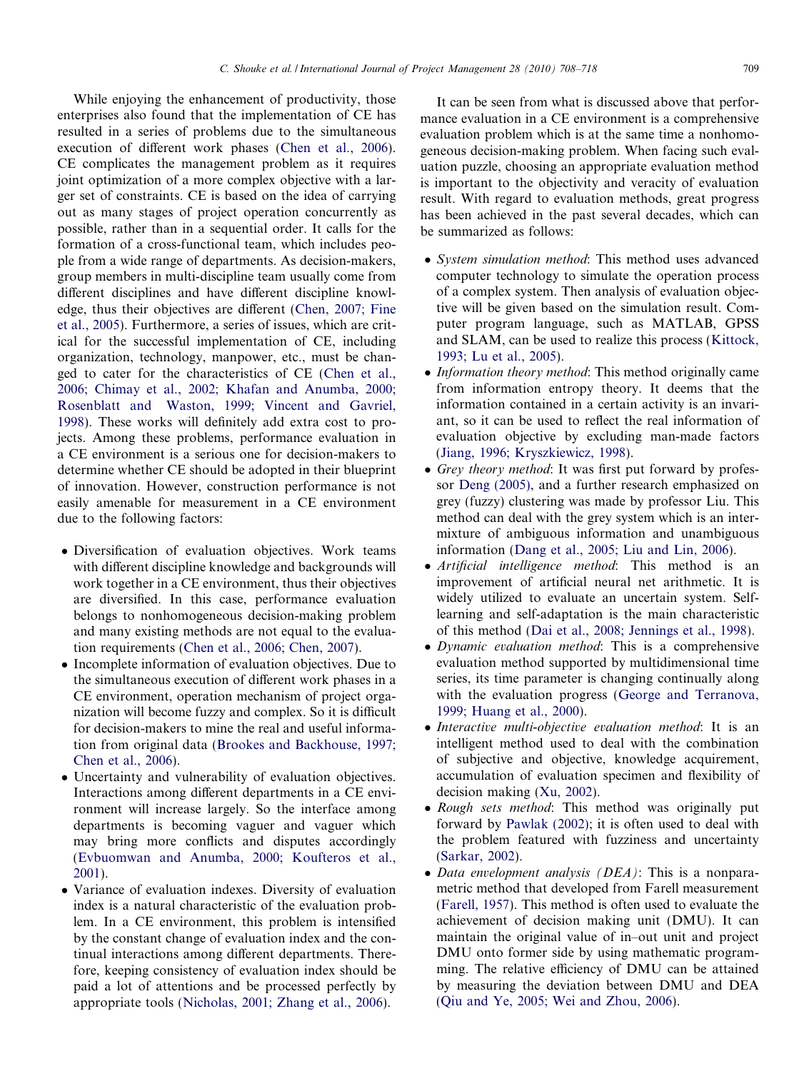While enjoying the enhancement of productivity, those enterprises also found that the implementation of CE has resulted in a series of problems due to the simultaneous execution of different work phases (Chen et al., 2006). CE complicates the management problem as it requires joint optimization of a more complex objective with a larger set of constraints. CE is based on the idea of carrying out as many stages of project operation concurrently as possible, rather than in a sequential order. It calls for the formation of a cross-functional team, which includes people from a wide range of departments. As decision-makers, group members in multi-discipline team usually come from different disciplines and have different discipline knowledge, thus their objectives are different (Chen, 2007; Fine et al., 2005). Furthermore, a series of issues, which are critical for the successful implementation of CE, including organization, technology, manpower, etc., must be changed to cater for the characteristics of CE (Chen et al., 2006; Chimay et al., 2002; Khafan and Anumba, 2000; Rosenblatt and Waston, 1999; Vincent and Gavriel, 1998). These works will definitely add extra cost to projects. Among these problems, performance evaluation in a CE environment is a serious one for decision-makers to determine whether CE should be adopted in their blueprint of innovation. However, construction performance is not easily amenable for measurement in a CE environment due to the following factors:

- Diversification of evaluation objectives. Work teams with different discipline knowledge and backgrounds will work together in a CE environment, thus their objectives are diversified. In this case, performance evaluation belongs to nonhomogeneous decision-making problem and many existing methods are not equal to the evaluation requirements (Chen et al., 2006; Chen, 2007).
- Incomplete information of evaluation objectives. Due to the simultaneous execution of different work phases in a CE environment, operation mechanism of project organization will become fuzzy and complex. So it is difficult for decision-makers to mine the real and useful information from original data (Brookes and Backhouse, 1997; Chen et al., 2006).
- Uncertainty and vulnerability of evaluation objectives. Interactions among different departments in a CE environment will increase largely. So the interface among departments is becoming vaguer and vaguer which may bring more conflicts and disputes accordingly (Evbuomwan and Anumba, 2000; Koufteros et al., 2001).
- Variance of evaluation indexes. Diversity of evaluation index is a natural characteristic of the evaluation problem. In a CE environment, this problem is intensified by the constant change of evaluation index and the continual interactions among different departments. Therefore, keeping consistency of evaluation index should be paid a lot of attentions and be processed perfectly by appropriate tools (Nicholas, 2001; Zhang et al., 2006).

It can be seen from what is discussed above that performance evaluation in a CE environment is a comprehensive evaluation problem which is at the same time a nonhomogeneous decision-making problem. When facing such evaluation puzzle, choosing an appropriate evaluation method is important to the objectivity and veracity of evaluation result. With regard to evaluation methods, great progress has been achieved in the past several decades, which can be summarized as follows:

- *System simulation method*: This method uses advanced computer technology to simulate the operation process of a complex system. Then analysis of evaluation objective will be given based on the simulation result. Computer program language, such as MATLAB, GPSS and SLAM, can be used to realize this process (Kittock, 1993; Lu et al., 2005).
- *Information theory method*: This method originally came from information entropy theory. It deems that the information contained in a certain activity is an invariant, so it can be used to reflect the real information of evaluation objective by excluding man-made factors (Jiang, 1996; Kryszkiewicz, 1998).
- *Grey theory method*: It was first put forward by professor Deng (2005), and a further research emphasized on grey (fuzzy) clustering was made by professor Liu. This method can deal with the grey system which is an intermixture of ambiguous information and unambiguous information (Dang et al., 2005; Liu and Lin, 2006).
- *Artificial intelligence method*: This method is an improvement of artificial neural net arithmetic. It is widely utilized to evaluate an uncertain system. Self-learning and self-adaptation is the main characteristic of this method (Dai et al., 2008; Jennings et al., 1998).
- *Dynamic evaluation method*: This is a comprehensive evaluation method supported by multidimensional time series, its time parameter is changing continually along with the evaluation progress (George and Terranova, 1999; Huang et al., 2000).
- *Interactive multi-objective evaluation method*: It is an intelligent method used to deal with the combination of subjective and objective, knowledge acquirement, accumulation of evaluation specimen and flexibility of decision making (Xu, 2002).
- *Rough sets method*: This method was originally put forward by Pawlak (2002); it is often used to deal with the problem featured with fuzziness and uncertainty (Sarkar, 2002).
- *Data envelopment analysis (DEA)*: This is a nonparametric method that developed from Farell measurement (Farell, 1957). This method is often used to evaluate the achievement of decision making unit (DMU). It can maintain the original value of in–out unit and project DMU onto former side by using mathematic programming. The relative efficiency of DMU can be attained by measuring the deviation between DMU and DEA (Qiu and Ye, 2005; Wei and Zhou, 2006).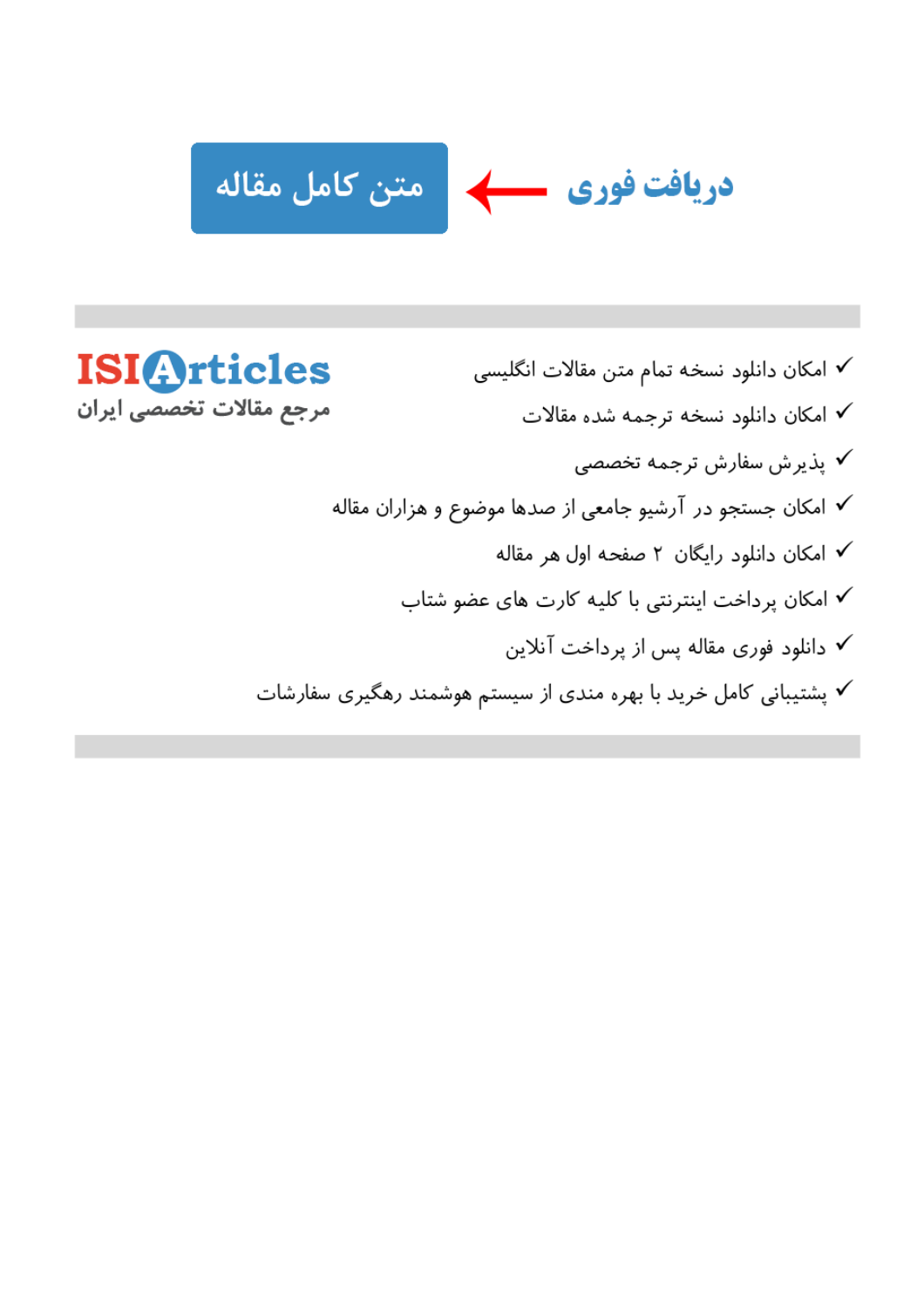دریافت فوری ← متن کامل مقاله

**ISIArticles**

مرجع مقالات تخصصی ایران

- ✓ امکان دانلود نسخه تمام متن مقالات انگلیسی
- ✓ امکان دانلود نسخه ترجمه شده مقالات
- ✓ پذیرش سفارش ترجمه تخصصی
- ✓ امکان جستجو در آرشیو جامعی از صدها موضوع و هزاران مقاله
- ✓ امکان دانلود رایگان ۲ صفحه اول هر مقاله
- ✓ امکان پرداخت اینترنتی با کلیه کارت های عضو شتاب
- ✓ دانلود فوری مقاله پس از پرداخت آنلاین
- ✓ پشتیبانی کامل خرید با بهره مندی از سیستم هوشمند رهگیری سفارشات